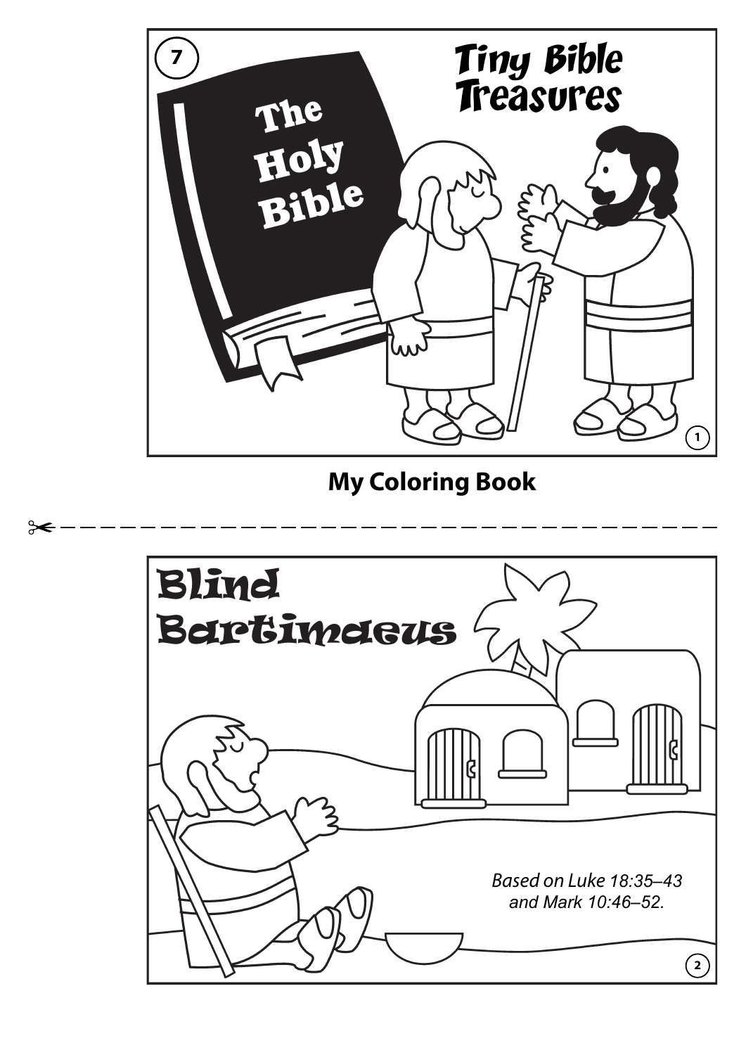# Tiny Bible Treasures

The Holy Bible

**My Coloring Book**

# Blind Bartimaeus

*Based on Luke 18:35–43 and Mark 10:46–52.*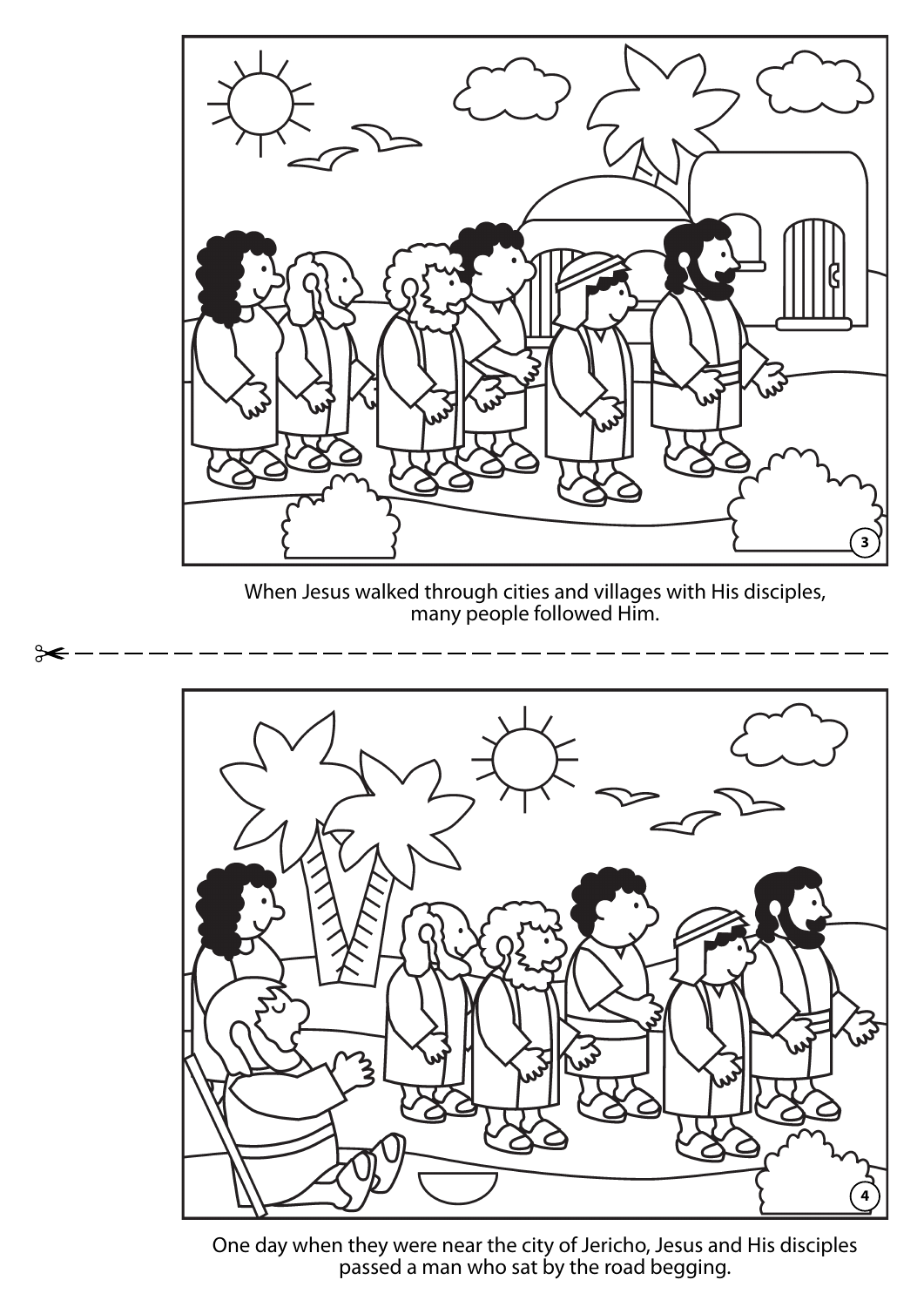When Jesus walked through cities and villages with His disciples, many people followed Him.

One day when they were near the city of Jericho, Jesus and His disciples passed a man who sat by the road begging.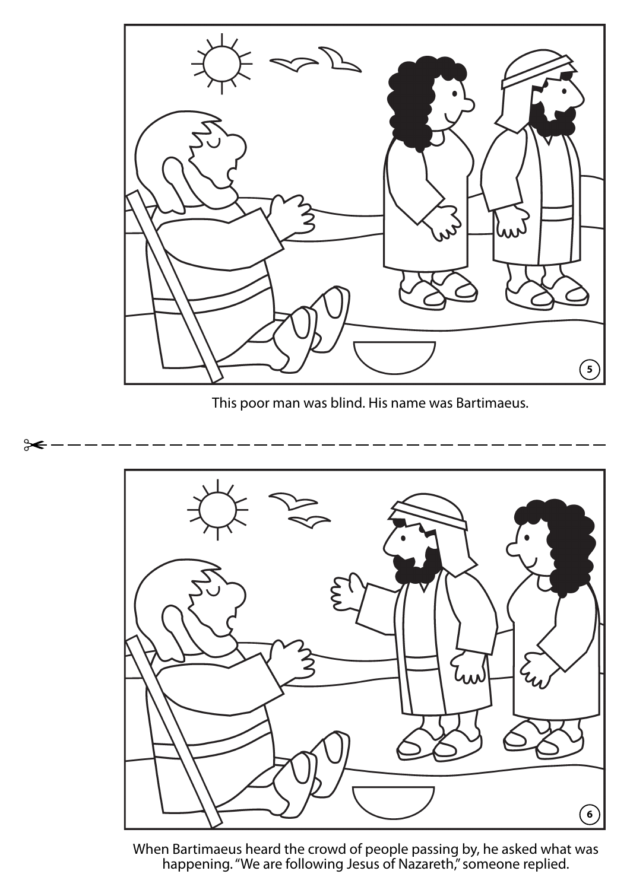This poor man was blind. His name was Bartimaeus.

When Bartimaeus heard the crowd of people passing by, he asked what was happening. “We are following Jesus of Nazareth,” someone replied.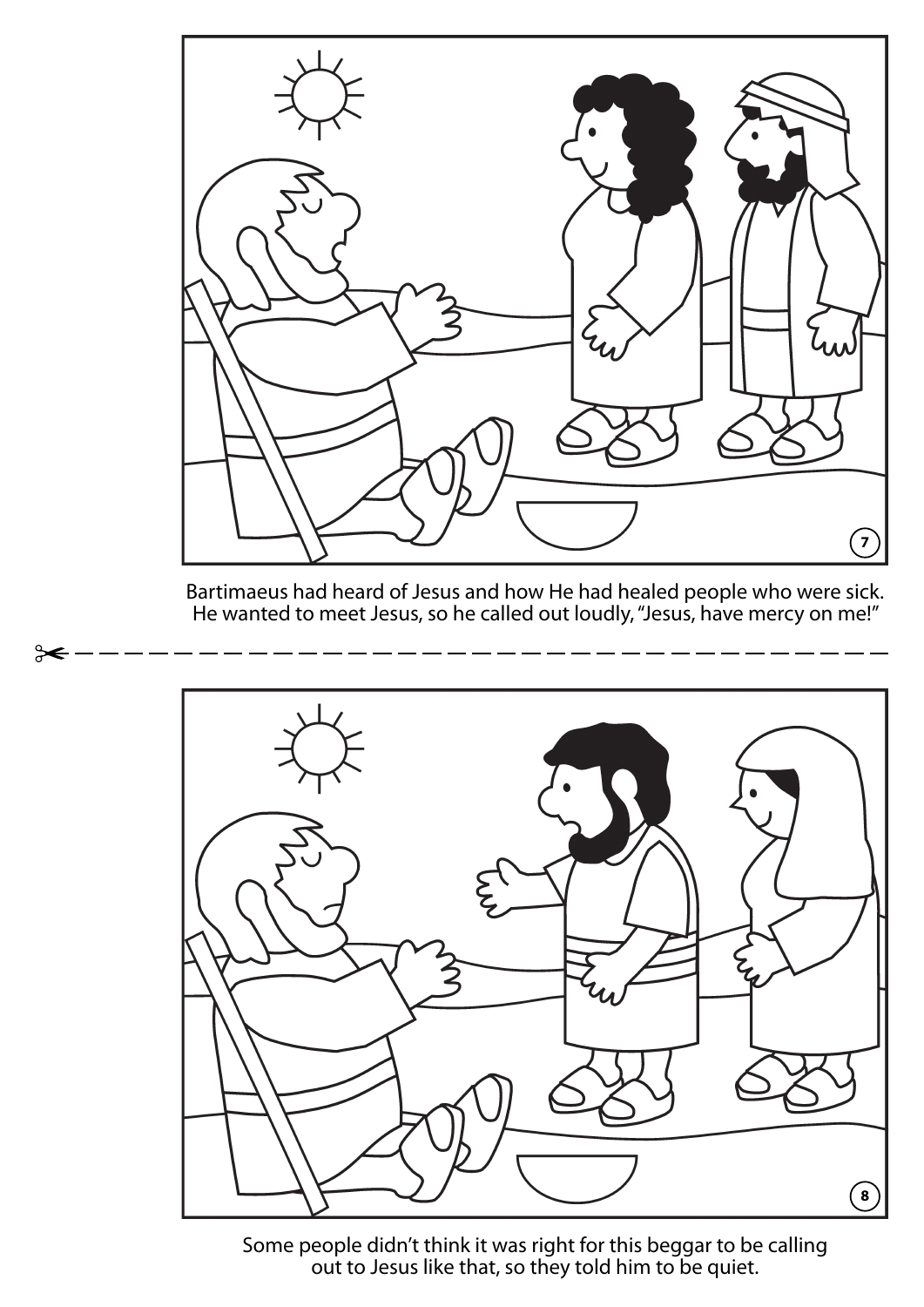Bartimaeus had heard of Jesus and how He had healed people who were sick. He wanted to meet Jesus, so he called out loudly, "Jesus, have mercy on me!"

Some people didn't think it was right for this beggar to be calling out to Jesus like that, so they told him to be quiet.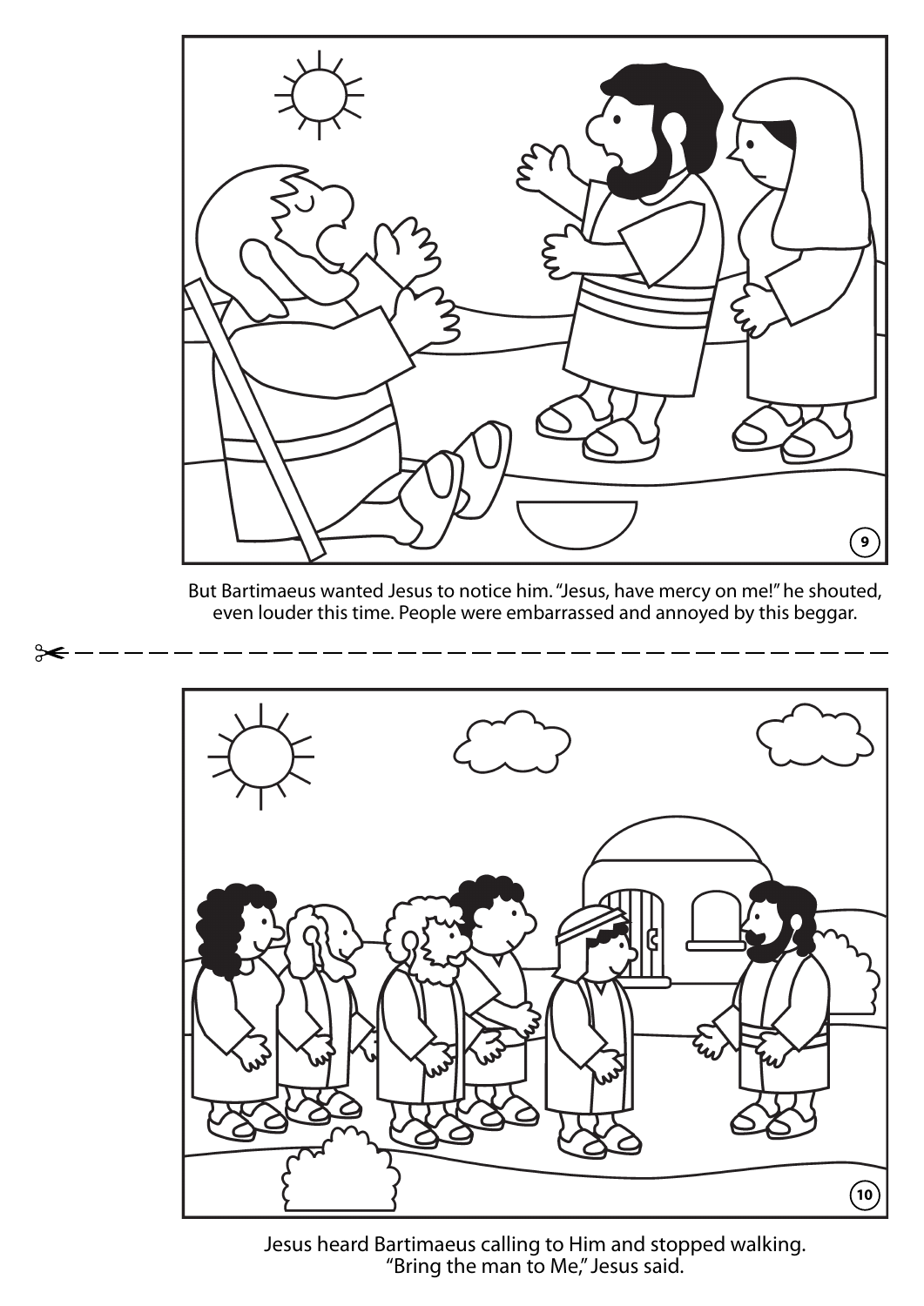But Bartimaeus wanted Jesus to notice him. "Jesus, have mercy on me!" he shouted, even louder this time. People were embarrassed and annoyed by this beggar.

Jesus heard Bartimaeus calling to Him and stopped walking. "Bring the man to Me," Jesus said.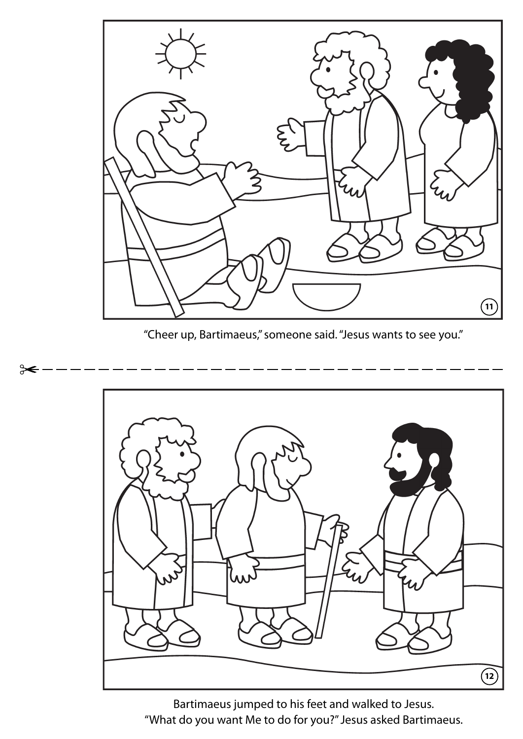"Cheer up, Bartimaeus," someone said. "Jesus wants to see you."

Bartimaeus jumped to his feet and walked to Jesus.
"What do you want Me to do for you?" Jesus asked Bartimaeus.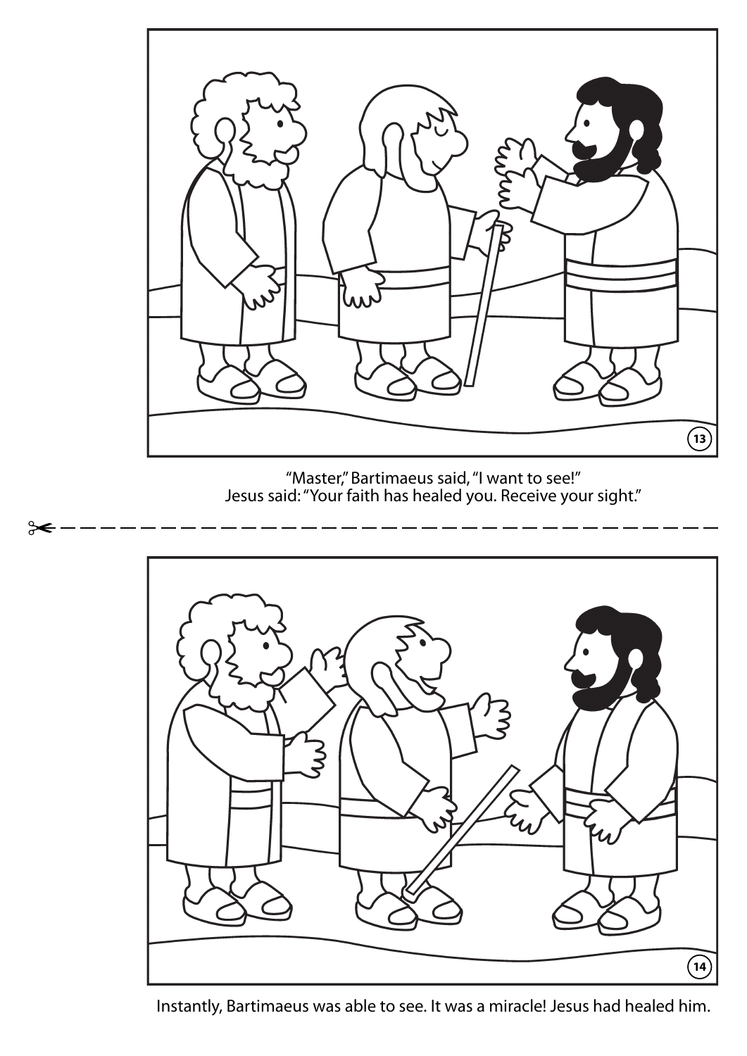"Master," Bartimaeus said, "I want to see!"
Jesus said: "Your faith has healed you. Receive your sight."

Instantly, Bartimaeus was able to see. It was a miracle! Jesus had healed him.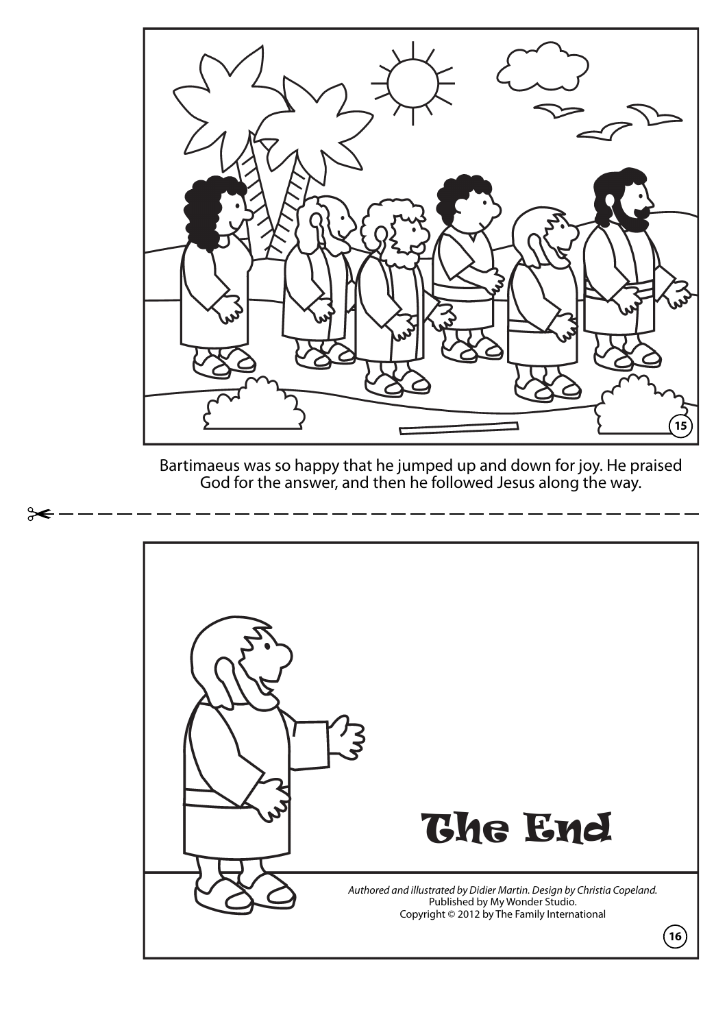Bartimaeus was so happy that he jumped up and down for joy. He praised God for the answer, and then he followed Jesus along the way.

# The End

*Authored and illustrated by Didier Martin. Design by Christia Copeland.*
Published by My Wonder Studio.
Copyright © 2012 by The Family International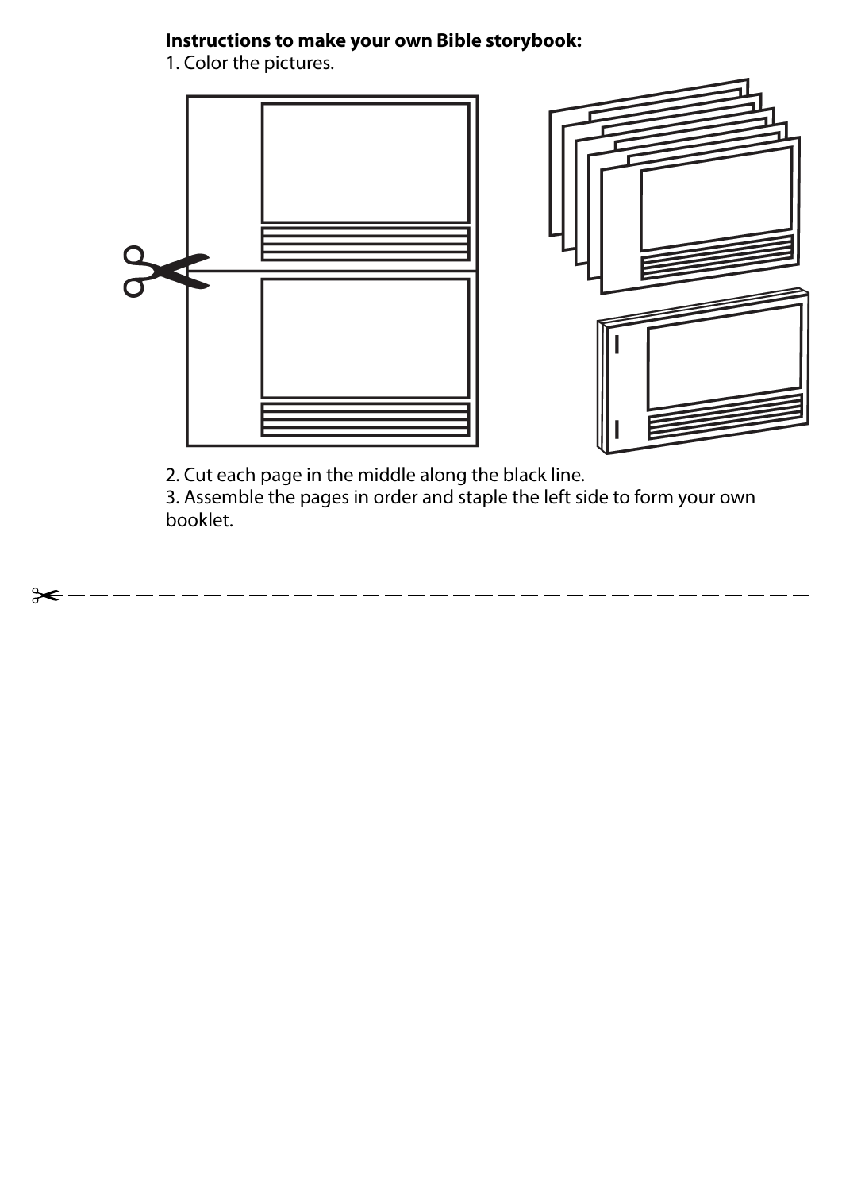**Instructions to make your own Bible storybook:**

1. Color the pictures.
2. Cut each page in the middle along the black line.
3. Assemble the pages in order and staple the left side to form your own booklet.